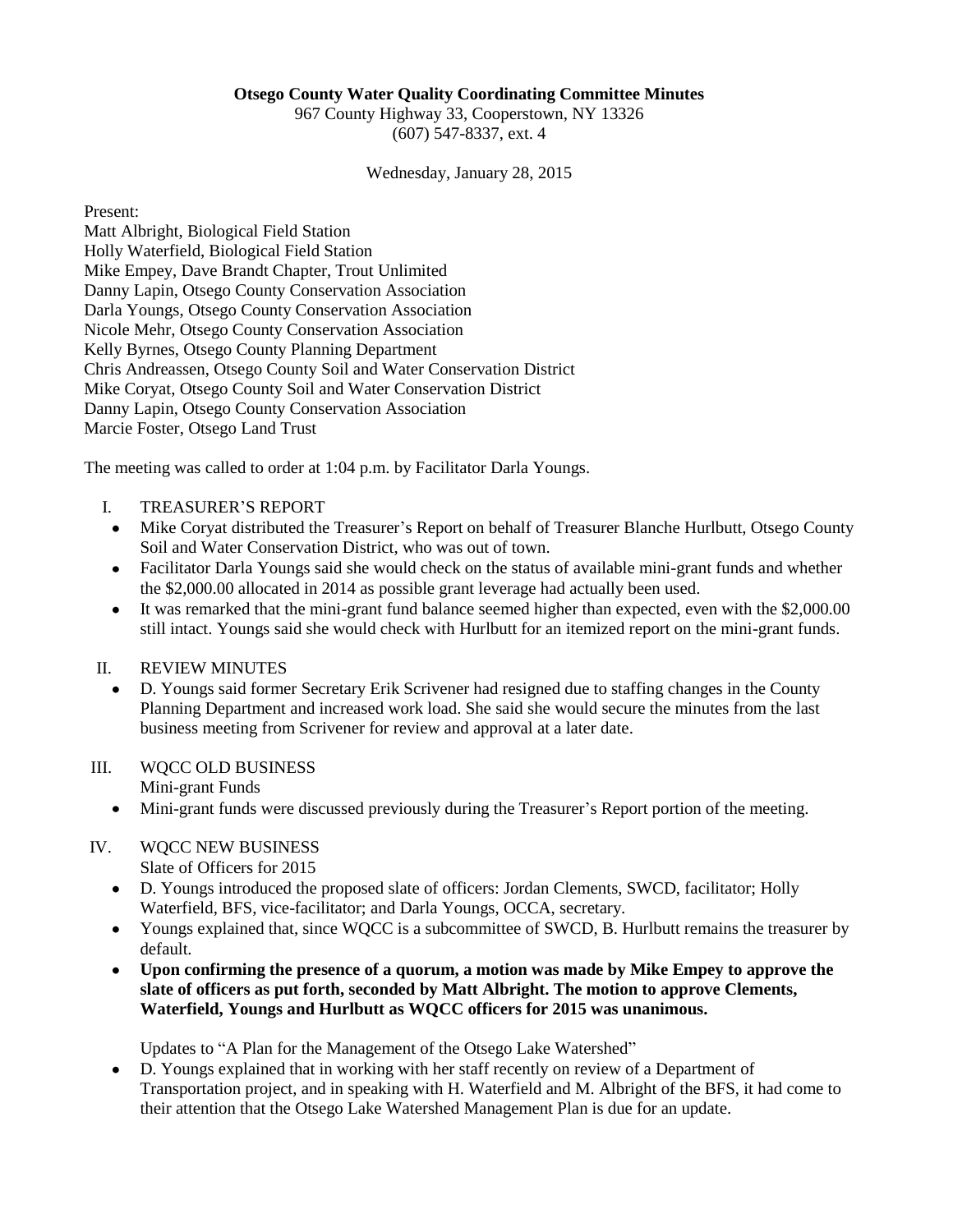**Otsego County Water Quality Coordinating Committee Minutes**

967 County Highway 33, Cooperstown, NY 13326
(607) 547-8337, ext. 4

Wednesday, January 28, 2015

Present:
Matt Albright, Biological Field Station
Holly Waterfield, Biological Field Station
Mike Empey, Dave Brandt Chapter, Trout Unlimited
Danny Lapin, Otsego County Conservation Association
Darla Youngs, Otsego County Conservation Association
Nicole Mehr, Otsego County Conservation Association
Kelly Byrnes, Otsego County Planning Department
Chris Andreassen, Otsego County Soil and Water Conservation District
Mike Coryat, Otsego County Soil and Water Conservation District
Danny Lapin, Otsego County Conservation Association
Marcie Foster, Otsego Land Trust

The meeting was called to order at 1:04 p.m. by Facilitator Darla Youngs.

I. TREASURER'S REPORT
- Mike Coryat distributed the Treasurer's Report on behalf of Treasurer Blanche Hurlbutt, Otsego County Soil and Water Conservation District, who was out of town.
- Facilitator Darla Youngs said she would check on the status of available mini-grant funds and whether the $2,000.00 allocated in 2014 as possible grant leverage had actually been used.
- It was remarked that the mini-grant fund balance seemed higher than expected, even with the $2,000.00 still intact. Youngs said she would check with Hurlbutt for an itemized report on the mini-grant funds.

II. REVIEW MINUTES
- D. Youngs said former Secretary Erik Scrivener had resigned due to staffing changes in the County Planning Department and increased work load. She said she would secure the minutes from the last business meeting from Scrivener for review and approval at a later date.

III. WQCC OLD BUSINESS

Mini-grant Funds
- Mini-grant funds were discussed previously during the Treasurer's Report portion of the meeting.

IV. WQCC NEW BUSINESS

Slate of Officers for 2015
- D. Youngs introduced the proposed slate of officers: Jordan Clements, SWCD, facilitator; Holly Waterfield, BFS, vice-facilitator; and Darla Youngs, OCCA, secretary.
- Youngs explained that, since WQCC is a subcommittee of SWCD, B. Hurlbutt remains the treasurer by default.
- **Upon confirming the presence of a quorum, a motion was made by Mike Empey to approve the slate of officers as put forth, seconded by Matt Albright. The motion to approve Clements, Waterfield, Youngs and Hurlbutt as WQCC officers for 2015 was unanimous.**

Updates to "A Plan for the Management of the Otsego Lake Watershed"
- D. Youngs explained that in working with her staff recently on review of a Department of Transportation project, and in speaking with H. Waterfield and M. Albright of the BFS, it had come to their attention that the Otsego Lake Watershed Management Plan is due for an update.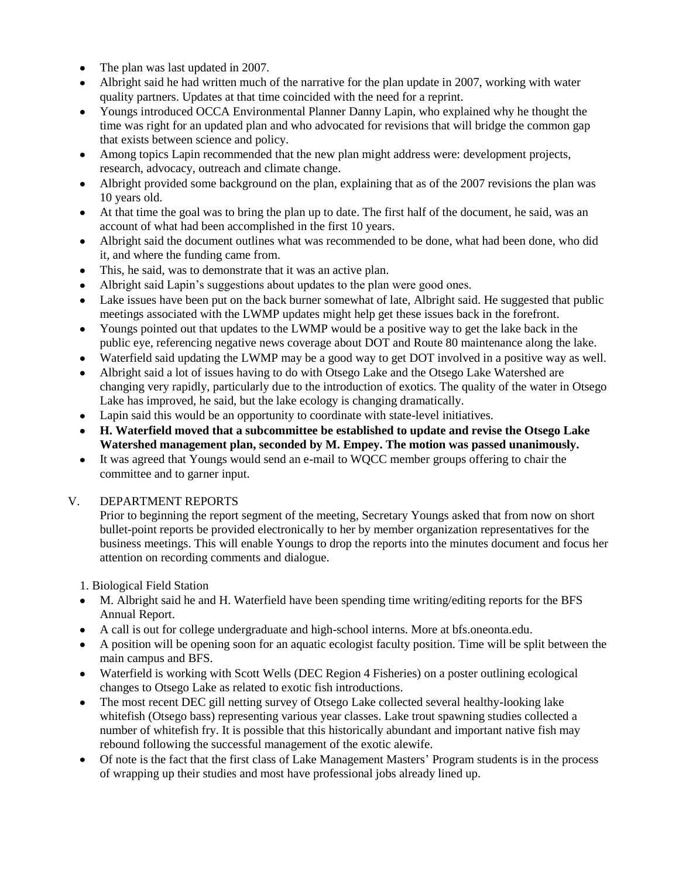- The plan was last updated in 2007.
- Albright said he had written much of the narrative for the plan update in 2007, working with water quality partners. Updates at that time coincided with the need for a reprint.
- Youngs introduced OCCA Environmental Planner Danny Lapin, who explained why he thought the time was right for an updated plan and who advocated for revisions that will bridge the common gap that exists between science and policy.
- Among topics Lapin recommended that the new plan might address were: development projects, research, advocacy, outreach and climate change.
- Albright provided some background on the plan, explaining that as of the 2007 revisions the plan was 10 years old.
- At that time the goal was to bring the plan up to date. The first half of the document, he said, was an account of what had been accomplished in the first 10 years.
- Albright said the document outlines what was recommended to be done, what had been done, who did it, and where the funding came from.
- This, he said, was to demonstrate that it was an active plan.
- Albright said Lapin's suggestions about updates to the plan were good ones.
- Lake issues have been put on the back burner somewhat of late, Albright said. He suggested that public meetings associated with the LWMP updates might help get these issues back in the forefront.
- Youngs pointed out that updates to the LWMP would be a positive way to get the lake back in the public eye, referencing negative news coverage about DOT and Route 80 maintenance along the lake.
- Waterfield said updating the LWMP may be a good way to get DOT involved in a positive way as well.
- Albright said a lot of issues having to do with Otsego Lake and the Otsego Lake Watershed are changing very rapidly, particularly due to the introduction of exotics. The quality of the water in Otsego Lake has improved, he said, but the lake ecology is changing dramatically.
- Lapin said this would be an opportunity to coordinate with state-level initiatives.
- **H. Waterfield moved that a subcommittee be established to update and revise the Otsego Lake Watershed management plan, seconded by M. Empey. The motion was passed unanimously.**
- It was agreed that Youngs would send an e-mail to WQCC member groups offering to chair the committee and to garner input.

V. DEPARTMENT REPORTS

Prior to beginning the report segment of the meeting, Secretary Youngs asked that from now on short bullet-point reports be provided electronically to her by member organization representatives for the business meetings. This will enable Youngs to drop the reports into the minutes document and focus her attention on recording comments and dialogue.

1. Biological Field Station

- M. Albright said he and H. Waterfield have been spending time writing/editing reports for the BFS Annual Report.
- A call is out for college undergraduate and high-school interns. More at bfs.oneonta.edu.
- A position will be opening soon for an aquatic ecologist faculty position. Time will be split between the main campus and BFS.
- Waterfield is working with Scott Wells (DEC Region 4 Fisheries) on a poster outlining ecological changes to Otsego Lake as related to exotic fish introductions.
- The most recent DEC gill netting survey of Otsego Lake collected several healthy-looking lake whitefish (Otsego bass) representing various year classes. Lake trout spawning studies collected a number of whitefish fry. It is possible that this historically abundant and important native fish may rebound following the successful management of the exotic alewife.
- Of note is the fact that the first class of Lake Management Masters' Program students is in the process of wrapping up their studies and most have professional jobs already lined up.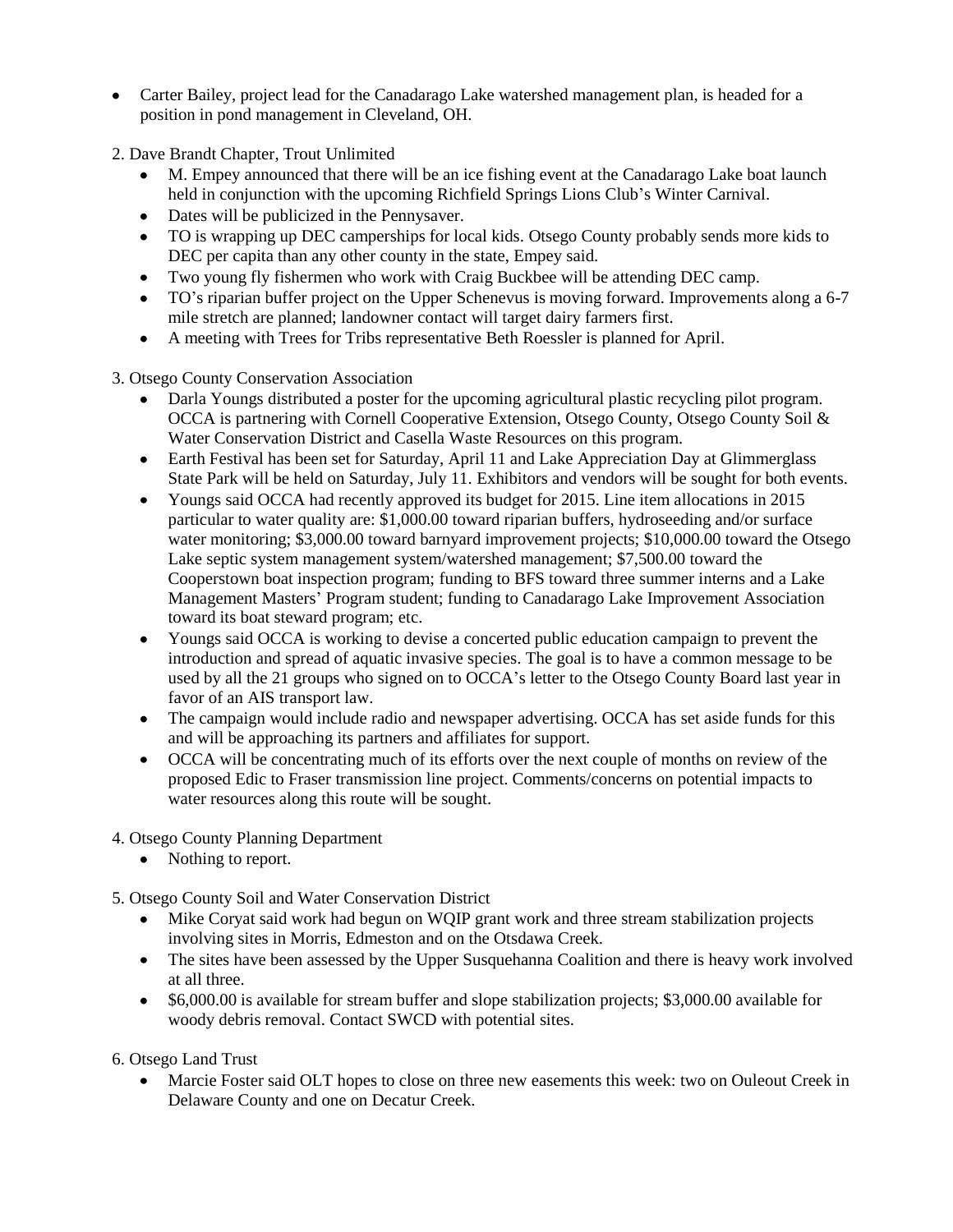- Carter Bailey, project lead for the Canadarago Lake watershed management plan, is headed for a position in pond management in Cleveland, OH.

2. Dave Brandt Chapter, Trout Unlimited
   - M. Empey announced that there will be an ice fishing event at the Canadarago Lake boat launch held in conjunction with the upcoming Richfield Springs Lions Club's Winter Carnival.
   - Dates will be publicized in the Pennysaver.
   - TO is wrapping up DEC camperships for local kids. Otsego County probably sends more kids to DEC per capita than any other county in the state, Empey said.
   - Two young fly fishermen who work with Craig Buckbee will be attending DEC camp.
   - TO's riparian buffer project on the Upper Schenevus is moving forward. Improvements along a 6-7 mile stretch are planned; landowner contact will target dairy farmers first.
   - A meeting with Trees for Tribs representative Beth Roessler is planned for April.

3. Otsego County Conservation Association
   - Darla Youngs distributed a poster for the upcoming agricultural plastic recycling pilot program. OCCA is partnering with Cornell Cooperative Extension, Otsego County, Otsego County Soil & Water Conservation District and Casella Waste Resources on this program.
   - Earth Festival has been set for Saturday, April 11 and Lake Appreciation Day at Glimmerglass State Park will be held on Saturday, July 11. Exhibitors and vendors will be sought for both events.
   - Youngs said OCCA had recently approved its budget for 2015. Line item allocations in 2015 particular to water quality are: $1,000.00 toward riparian buffers, hydroseeding and/or surface water monitoring; $3,000.00 toward barnyard improvement projects; $10,000.00 toward the Otsego Lake septic system management system/watershed management; $7,500.00 toward the Cooperstown boat inspection program; funding to BFS toward three summer interns and a Lake Management Masters' Program student; funding to Canadarago Lake Improvement Association toward its boat steward program; etc.
   - Youngs said OCCA is working to devise a concerted public education campaign to prevent the introduction and spread of aquatic invasive species. The goal is to have a common message to be used by all the 21 groups who signed on to OCCA's letter to the Otsego County Board last year in favor of an AIS transport law.
   - The campaign would include radio and newspaper advertising. OCCA has set aside funds for this and will be approaching its partners and affiliates for support.
   - OCCA will be concentrating much of its efforts over the next couple of months on review of the proposed Edic to Fraser transmission line project. Comments/concerns on potential impacts to water resources along this route will be sought.

4. Otsego County Planning Department
   - Nothing to report.

5. Otsego County Soil and Water Conservation District
   - Mike Coryat said work had begun on WQIP grant work and three stream stabilization projects involving sites in Morris, Edmeston and on the Otsdawa Creek.
   - The sites have been assessed by the Upper Susquehanna Coalition and there is heavy work involved at all three.
   - $6,000.00 is available for stream buffer and slope stabilization projects; $3,000.00 available for woody debris removal. Contact SWCD with potential sites.

6. Otsego Land Trust
   - Marcie Foster said OLT hopes to close on three new easements this week: two on Ouleout Creek in Delaware County and one on Decatur Creek.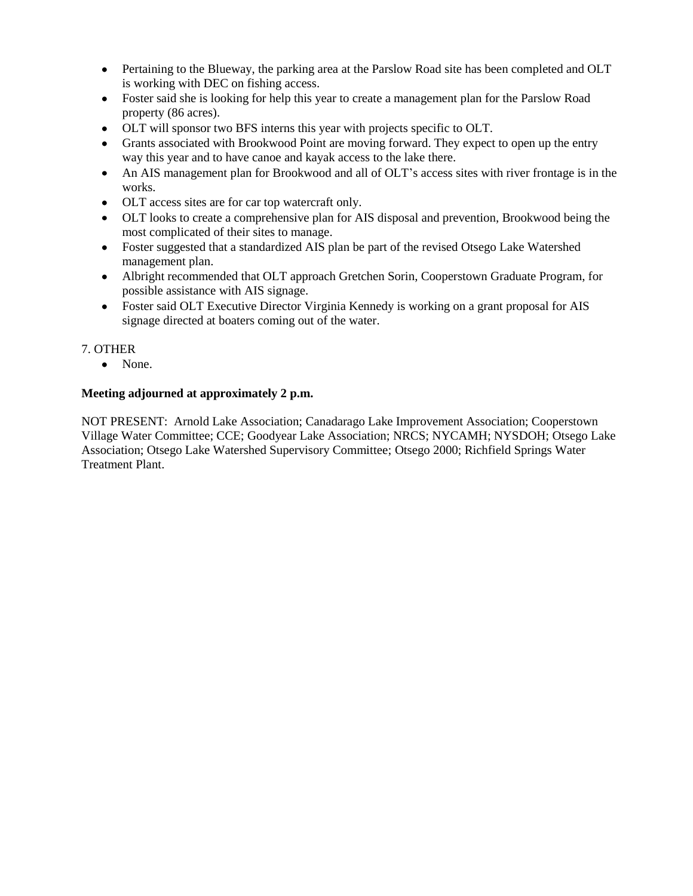- Pertaining to the Blueway, the parking area at the Parslow Road site has been completed and OLT is working with DEC on fishing access.
- Foster said she is looking for help this year to create a management plan for the Parslow Road property (86 acres).
- OLT will sponsor two BFS interns this year with projects specific to OLT.
- Grants associated with Brookwood Point are moving forward. They expect to open up the entry way this year and to have canoe and kayak access to the lake there.
- An AIS management plan for Brookwood and all of OLT's access sites with river frontage is in the works.
- OLT access sites are for car top watercraft only.
- OLT looks to create a comprehensive plan for AIS disposal and prevention, Brookwood being the most complicated of their sites to manage.
- Foster suggested that a standardized AIS plan be part of the revised Otsego Lake Watershed management plan.
- Albright recommended that OLT approach Gretchen Sorin, Cooperstown Graduate Program, for possible assistance with AIS signage.
- Foster said OLT Executive Director Virginia Kennedy is working on a grant proposal for AIS signage directed at boaters coming out of the water.

7. OTHER

- None.

**Meeting adjourned at approximately 2 p.m.**

NOT PRESENT: Arnold Lake Association; Canadarago Lake Improvement Association; Cooperstown Village Water Committee; CCE; Goodyear Lake Association; NRCS; NYCAMH; NYSDOH; Otsego Lake Association; Otsego Lake Watershed Supervisory Committee; Otsego 2000; Richfield Springs Water Treatment Plant.